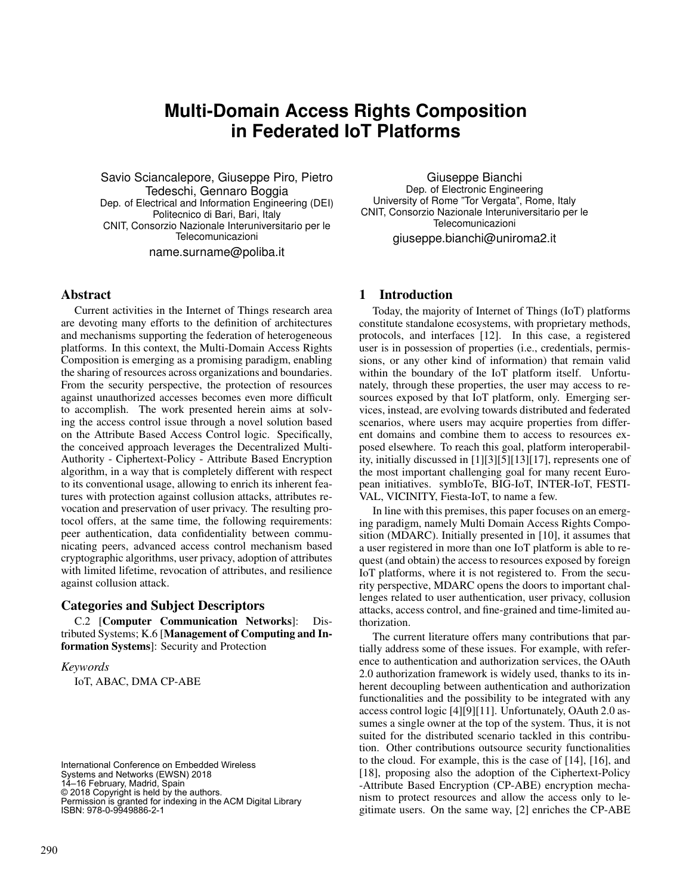# Multi-Domain Access Rights Composition in Federated IoT Platforms

Savio Sciancalepore, Giuseppe Piro, Pietro Tedeschi, Gennaro Boggia
Dep. of Electrical and Information Engineering (DEI)
Politecnico di Bari, Bari, Italy
CNIT, Consorzio Nazionale Interuniversitario per le Telecomunicazioni
name.surname@poliba.it

Giuseppe Bianchi
Dep. of Electronic Engineering
University of Rome "Tor Vergata", Rome, Italy
CNIT, Consorzio Nazionale Interuniversitario per le Telecomunicazioni
giuseppe.bianchi@uniroma2.it

## Abstract

Current activities in the Internet of Things research area are devoting many efforts to the definition of architectures and mechanisms supporting the federation of heterogeneous platforms. In this context, the Multi-Domain Access Rights Composition is emerging as a promising paradigm, enabling the sharing of resources across organizations and boundaries. From the security perspective, the protection of resources against unauthorized accesses becomes even more difficult to accomplish. The work presented herein aims at solving the access control issue through a novel solution based on the Attribute Based Access Control logic. Specifically, the conceived approach leverages the Decentralized Multi-Authority - Ciphertext-Policy - Attribute Based Encryption algorithm, in a way that is completely different with respect to its conventional usage, allowing to enrich its inherent features with protection against collusion attacks, attributes revocation and preservation of user privacy. The resulting protocol offers, at the same time, the following requirements: peer authentication, data confidentiality between communicating peers, advanced access control mechanism based cryptographic algorithms, user privacy, adoption of attributes with limited lifetime, revocation of attributes, and resilience against collusion attack.

## Categories and Subject Descriptors

C.2 [**Computer Communication Networks**]: Distributed Systems; K.6 [**Management of Computing and Information Systems**]: Security and Protection

*Keywords*

IoT, ABAC, DMA CP-ABE

International Conference on Embedded Wireless Systems and Networks (EWSN) 2018
14–16 February, Madrid, Spain
© 2018 Copyright is held by the authors.
Permission is granted for indexing in the ACM Digital Library
ISBN: 978-0-9949886-2-1

## 1 Introduction

Today, the majority of Internet of Things (IoT) platforms constitute standalone ecosystems, with proprietary methods, protocols, and interfaces [12]. In this case, a registered user is in possession of properties (i.e., credentials, permissions, or any other kind of information) that remain valid within the boundary of the IoT platform itself. Unfortunately, through these properties, the user may access to resources exposed by that IoT platform, only. Emerging services, instead, are evolving towards distributed and federated scenarios, where users may acquire properties from different domains and combine them to access to resources exposed elsewhere. To reach this goal, platform interoperability, initially discussed in [1][3][5][13][17], represents one of the most important challenging goal for many recent European initiatives. symbIoTe, BIG-IoT, INTER-IoT, FESTIVAL, VICINITY, Fiesta-IoT, to name a few.

In line with this premises, this paper focuses on an emerging paradigm, namely Multi Domain Access Rights Composition (MDARC). Initially presented in [10], it assumes that a user registered in more than one IoT platform is able to request (and obtain) the access to resources exposed by foreign IoT platforms, where it is not registered to. From the security perspective, MDARC opens the doors to important challenges related to user authentication, user privacy, collusion attacks, access control, and fine-grained and time-limited authorization.

The current literature offers many contributions that partially address some of these issues. For example, with reference to authentication and authorization services, the OAuth 2.0 authorization framework is widely used, thanks to its inherent decoupling between authentication and authorization functionalities and the possibility to be integrated with any access control logic [4][9][11]. Unfortunately, OAuth 2.0 assumes a single owner at the top of the system. Thus, it is not suited for the distributed scenario tackled in this contribution. Other contributions outsource security functionalities to the cloud. For example, this is the case of [14], [16], and [18], proposing also the adoption of the Ciphertext-Policy -Attribute Based Encryption (CP-ABE) encryption mechanism to protect resources and allow the access only to legitimate users. On the same way, [2] enriches the CP-ABE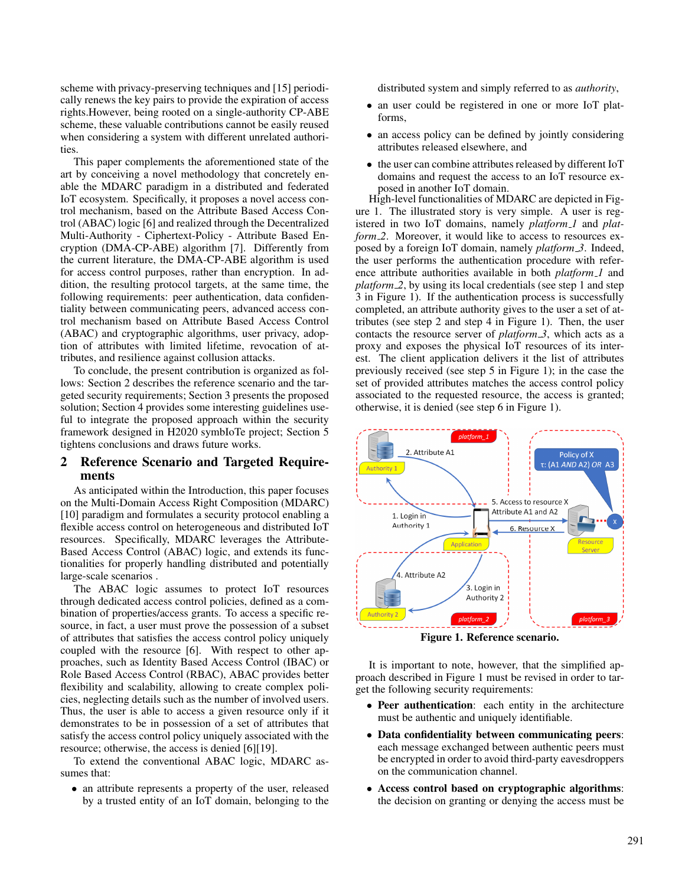scheme with privacy-preserving techniques and [15] periodically renews the key pairs to provide the expiration of access rights.However, being rooted on a single-authority CP-ABE scheme, these valuable contributions cannot be easily reused when considering a system with different unrelated authorities.

This paper complements the aforementioned state of the art by conceiving a novel methodology that concretely enable the MDARC paradigm in a distributed and federated IoT ecosystem. Specifically, it proposes a novel access control mechanism, based on the Attribute Based Access Control (ABAC) logic [6] and realized through the Decentralized Multi-Authority - Ciphertext-Policy - Attribute Based Encryption (DMA-CP-ABE) algorithm [7]. Differently from the current literature, the DMA-CP-ABE algorithm is used for access control purposes, rather than encryption. In addition, the resulting protocol targets, at the same time, the following requirements: peer authentication, data confidentiality between communicating peers, advanced access control mechanism based on Attribute Based Access Control (ABAC) and cryptographic algorithms, user privacy, adoption of attributes with limited lifetime, revocation of attributes, and resilience against collusion attacks.

To conclude, the present contribution is organized as follows: Section 2 describes the reference scenario and the targeted security requirements; Section 3 presents the proposed solution; Section 4 provides some interesting guidelines useful to integrate the proposed approach within the security framework designed in H2020 symbIoTe project; Section 5 tightens conclusions and draws future works.

## 2 Reference Scenario and Targeted Requirements

As anticipated within the Introduction, this paper focuses on the Multi-Domain Access Right Composition (MDARC) [10] paradigm and formulates a security protocol enabling a flexible access control on heterogeneous and distributed IoT resources. Specifically, MDARC leverages the Attribute-Based Access Control (ABAC) logic, and extends its functionalities for properly handling distributed and potentially large-scale scenarios .

The ABAC logic assumes to protect IoT resources through dedicated access control policies, defined as a combination of properties/access grants. To access a specific resource, in fact, a user must prove the possession of a subset of attributes that satisfies the access control policy uniquely coupled with the resource [6]. With respect to other approaches, such as Identity Based Access Control (IBAC) or Role Based Access Control (RBAC), ABAC provides better flexibility and scalability, allowing to create complex policies, neglecting details such as the number of involved users. Thus, the user is able to access a given resource only if it demonstrates to be in possession of a set of attributes that satisfy the access control policy uniquely associated with the resource; otherwise, the access is denied [6][19].

To extend the conventional ABAC logic, MDARC assumes that:

- an attribute represents a property of the user, released by a trusted entity of an IoT domain, belonging to the distributed system and simply referred to as *authority*,
- an user could be registered in one or more IoT platforms,
- an access policy can be defined by jointly considering attributes released elsewhere, and
- the user can combine attributes released by different IoT domains and request the access to an IoT resource exposed in another IoT domain.

High-level functionalities of MDARC are depicted in Figure 1. The illustrated story is very simple. A user is registered in two IoT domains, namely *platform_1* and *platform_2*. Moreover, it would like to access to resources exposed by a foreign IoT domain, namely *platform_3*. Indeed, the user performs the authentication procedure with reference attribute authorities available in both *platform_1* and *platform_2*, by using its local credentials (see step 1 and step 3 in Figure 1). If the authentication process is successfully completed, an attribute authority gives to the user a set of attributes (see step 2 and step 4 in Figure 1). Then, the user contacts the resource server of *platform_3*, which acts as a proxy and exposes the physical IoT resources of its interest. The client application delivers it the list of attributes previously received (see step 5 in Figure 1); in the case the set of provided attributes matches the access control policy associated with the requested resource, the access is granted; otherwise, it is denied (see step 6 in Figure 1).

**Figure 1. Reference scenario.**

It is important to note, however, that the simplified approach described in Figure 1 must be revised in order to target the following security requirements:

- **Peer authentication**: each entity in the architecture must be authentic and uniquely identifiable.
- **Data confidentiality between communicating peers**: each message exchanged between authentic peers must be encrypted in order to avoid third-party eavesdroppers on the communication channel.
- **Access control based on cryptographic algorithms**: the decision on granting or denying the access must be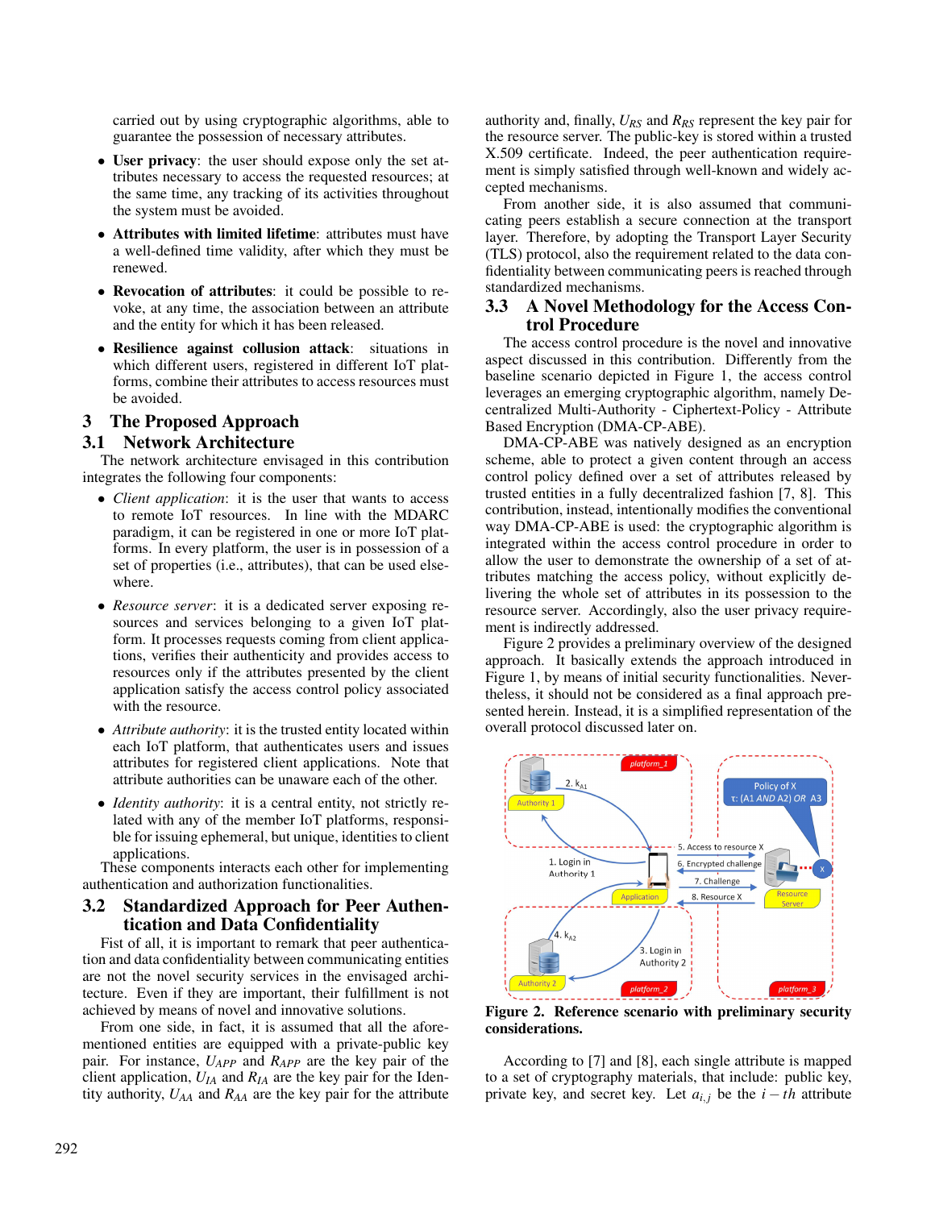carried out by using cryptographic algorithms, able to guarantee the possession of necessary attributes.

- **User privacy**: the user should expose only the set attributes necessary to access the requested resources; at the same time, any tracking of its activities throughout the system must be avoided.
- **Attributes with limited lifetime**: attributes must have a well-defined time validity, after which they must be renewed.
- **Revocation of attributes**: it could be possible to revoke, at any time, the association between an attribute and the entity for which it has been released.
- **Resilience against collusion attack**: situations in which different users, registered in different IoT platforms, combine their attributes to access resources must be avoided.

# 3 The Proposed Approach

## 3.1 Network Architecture

The network architecture envisaged in this contribution integrates the following four components:

- *Client application*: it is the user that wants to access to remote IoT resources. In line with the MDARC paradigm, it can be registered in one or more IoT platforms. In every platform, the user is in possession of a set of properties (i.e., attributes), that can be used elsewhere.
- *Resource server*: it is a dedicated server exposing resources and services belonging to a given IoT platform. It processes requests coming from client applications, verifies their authenticity and provides access to resources only if the attributes presented by the client application satisfy the access control policy associated with the resource.
- *Attribute authority*: it is the trusted entity located within each IoT platform, that authenticates users and issues attributes for registered client applications. Note that attribute authorities can be unaware each of the other.
- *Identity authority*: it is a central entity, not strictly related with any of the member IoT platforms, responsible for issuing ephemeral, but unique, identities to client applications.

These components interacts each other for implementing authentication and authorization functionalities.

## 3.2 Standardized Approach for Peer Authentication and Data Confidentiality

Fist of all, it is important to remark that peer authentication and data confidentiality between communicating entities are not the novel security services in the envisaged architecture. Even if they are important, their fulfillment is not achieved by means of novel and innovative solutions.

From one side, in fact, it is assumed that all the aforementioned entities are equipped with a private-public key pair. For instance, $U_{APP}$ and $R_{APP}$ are the key pair of the client application, $U_{IA}$ and $R_{IA}$ are the key pair for the Identity authority, $U_{AA}$ and $R_{AA}$ are the key pair for the attribute authority and, finally, $U_{RS}$ and $R_{RS}$ represent the key pair for the resource server. The public-key is stored within a trusted X.509 certificate. Indeed, the peer authentication requirement is simply satisfied through well-known and widely accepted mechanisms.

From another side, it is also assumed that communicating peers establish a secure connection at the transport layer. Therefore, by adopting the Transport Layer Security (TLS) protocol, also the requirement related to the data confidentiality between communicating peers is reached through standardized mechanisms.

## 3.3 A Novel Methodology for the Access Control Procedure

The access control procedure is the novel and innovative aspect discussed in this contribution. Differently from the baseline scenario depicted in Figure 1, the access control leverages an emerging cryptographic algorithm, namely Decentralized Multi-Authority - Ciphertext-Policy - Attribute Based Encryption (DMA-CP-ABE).

DMA-CP-ABE was natively designed as an encryption scheme, able to protect a given content through an access control policy defined over a set of attributes released by trusted entities in a fully decentralized fashion [7, 8]. This contribution, instead, intentionally modifies the conventional way DMA-CP-ABE is used: the cryptographic algorithm is integrated within the access control procedure in order to allow the user to demonstrate the ownership of a set of attributes matching the access policy, without explicitly delivering the whole set of attributes in its possession to the resource server. Accordingly, also the user privacy requirement is indirectly addressed.

Figure 2 provides a preliminary overview of the designed approach. It basically extends the approach introduced in Figure 1, by means of initial security functionalities. Nevertheless, it should not be considered as a final approach presented herein. Instead, it is a simplified representation of the overall protocol discussed later on.

**Figure 2. Reference scenario with preliminary security considerations.**

According to [7] and [8], each single attribute is mapped to a set of cryptography materials, that include: public key, private key, and secret key. Let $a_{i,j}$ be the $i-th$ attribute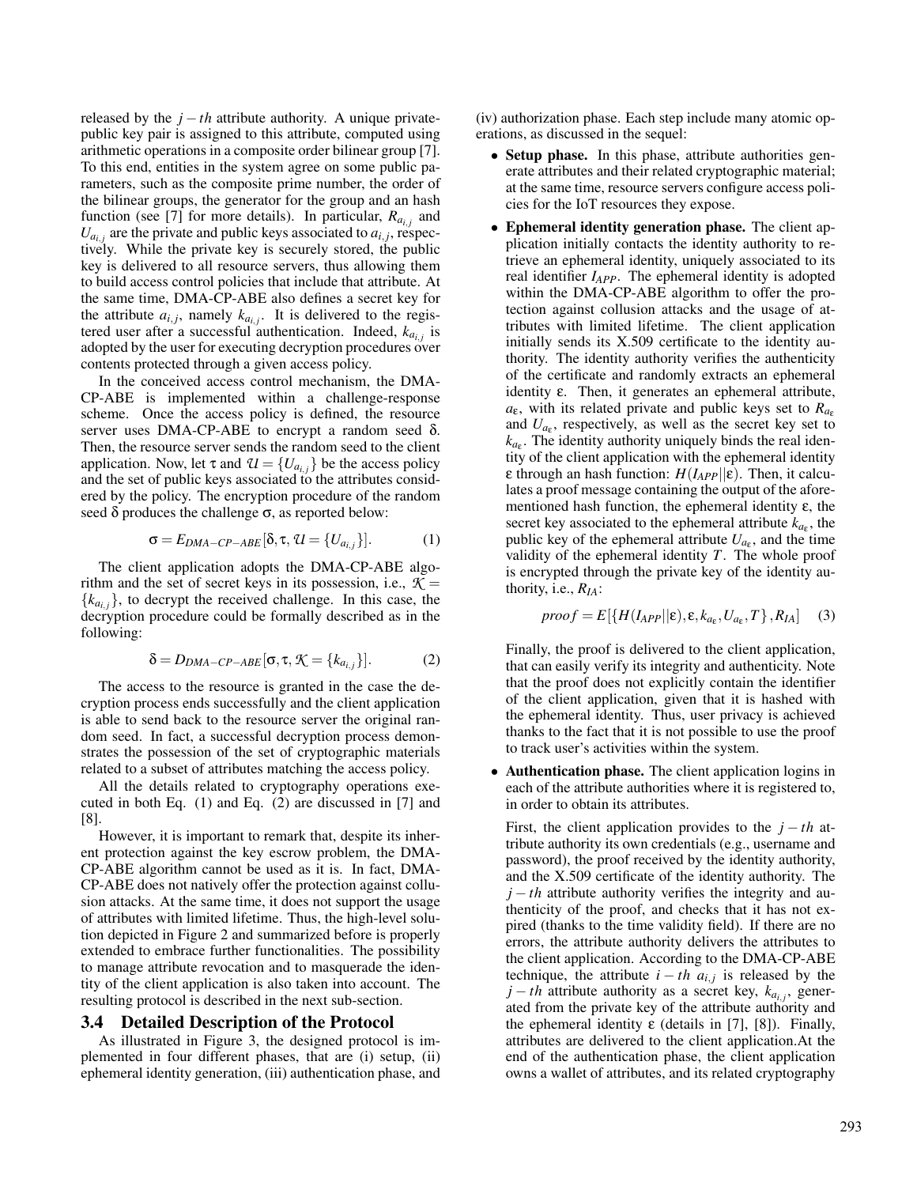released by the $j-th$ attribute authority. A unique private-public key pair is assigned to this attribute, computed using arithmetic operations in a composite order bilinear group [7]. To this end, entities in the system agree on some public parameters, such as the composite prime number, the order of the bilinear groups, the generator for the group and an hash function (see [7] for more details). In particular, $R_{a_{i,j}}$ and $U_{a_{i,j}}$ are the private and public keys associated to $a_{i,j}$, respectively. While the private key is securely stored, the public key is delivered to all resource servers, thus allowing them to build access control policies that include that attribute. At the same time, DMA-CP-ABE also defines a secret key for the attribute $a_{i,j}$, namely $k_{a_{i,j}}$. It is delivered to the registered user after a successful authentication. Indeed, $k_{a_{i,j}}$ is adopted by the user for executing decryption procedures over contents protected through a given access policy.

In the conceived access control mechanism, the DMA-CP-ABE is implemented within a challenge-response scheme. Once the access policy is defined, the resource server uses DMA-CP-ABE to encrypt a random seed $\delta$. Then, the resource server sends the random seed to the client application. Now, let $\tau$ and $\mathcal{U} = \{U_{a_{i,j}}\}$ be the access policy and the set of public keys associated to the attributes considered by the policy. The encryption procedure of the random seed $\delta$ produces the challenge $\sigma$, as reported below:

$$\sigma = E_{DMA-CP-ABE}[\delta, \tau, \mathcal{U} = \{U_{a_{i,j}}\}]. \quad (1)$$

The client application adopts the DMA-CP-ABE algorithm and the set of secret keys in its possession, i.e., $\mathcal{K} = \{k_{a_{i,j}}\}$, to decrypt the received challenge. In this case, the decryption procedure could be formally described as in the following:

$$\delta = D_{DMA-CP-ABE}[\sigma, \tau, \mathcal{K} = \{k_{a_{i,j}}\}]. \quad (2)$$

The access to the resource is granted in the case the decryption process ends successfully and the client application is able to send back to the resource server the original random seed. In fact, a successful decryption process demonstrates the possession of the set of cryptographic materials related to a subset of attributes matching the access policy.

All the details related to cryptography operations executed in both Eq. (1) and Eq. (2) are discussed in [7] and [8].

However, it is important to remark that, despite its inherent protection against the key escrow problem, the DMA-CP-ABE algorithm cannot be used as it is. In fact, DMA-CP-ABE does not natively offer the protection against collusion attacks. At the same time, it does not support the usage of attributes with limited lifetime. Thus, the high-level solution depicted in Figure 2 and summarized before is properly extended to embrace further functionalities. The possibility to manage attribute revocation and to masquerade the identity of the client application is also taken into account. The resulting protocol is described in the next sub-section.

### 3.4 Detailed Description of the Protocol

As illustrated in Figure 3, the designed protocol is implemented in four different phases, that are (i) setup, (ii) ephemeral identity generation, (iii) authentication phase, and (iv) authorization phase. Each step include many atomic operations, as discussed in the sequel:

- **Setup phase.** In this phase, attribute authorities generate attributes and their related cryptographic material; at the same time, resource servers configure access policies for the IoT resources they expose.
- **Ephemeral identity generation phase.** The client application initially contacts the identity authority to retrieve an ephemeral identity, uniquely associated to its real identifier $I_{APP}$. The ephemeral identity is adopted within the DMA-CP-ABE algorithm to offer the protection against collusion attacks and the usage of attributes with limited lifetime. The client application initially sends its X.509 certificate to the identity authority. The identity authority verifies the authenticity of the certificate and randomly extracts an ephemeral identity $\varepsilon$. Then, it generates an ephemeral attribute, $a_\varepsilon$, with its related private and public keys set to $R_{a_\varepsilon}$ and $U_{a_\varepsilon}$, respectively, as well as the secret key set to $k_{a_\varepsilon}$. The identity authority uniquely binds the real identity of the client application with the ephemeral identity $\varepsilon$ through an hash function: $H(I_{APP}||\varepsilon)$. Then, it calculates a proof message containing the output of the aforementioned hash function, the ephemeral identity $\varepsilon$, the secret key associated to the ephemeral attribute $k_{a_\varepsilon}$, the public key of the ephemeral attribute $U_{a_\varepsilon}$, and the time validity of the ephemeral identity $T$. The whole proof is encrypted through the private key of the identity authority, i.e., $R_{IA}$:

$$proof = E[\{H(I_{APP}||\varepsilon), \varepsilon, k_{a_\varepsilon}, U_{a_\varepsilon}, T\}, R_{IA}] \quad (3)$$

  Finally, the proof is delivered to the client application, that can easily verify its integrity and authenticity. Note that the proof does not explicitly contain the identifier of the client application, given that it is hashed with the ephemeral identity. Thus, user privacy is achieved thanks to the fact that it is not possible to use the proof to track user's activities within the system.
- **Authentication phase.** The client application logins in each of the attribute authorities where it is registered to, in order to obtain its attributes.

  First, the client application provides to the $j-th$ attribute authority its own credentials (e.g., username and password), the proof received by the identity authority, and the X.509 certificate of the identity authority. The $j-th$ attribute authority verifies the integrity and authenticity of the proof, and checks that it has not expired (thanks to the time validity field). If there are no errors, the attribute authority delivers the attributes to the client application. According to the DMA-CP-ABE technique, the attribute $i-th$ $a_{i,j}$ is released by the $j-th$ attribute authority as a secret key, $k_{a_{i,j}}$, generated from the private key of the attribute authority and the ephemeral identity $\varepsilon$ (details in [7], [8]). Finally, attributes are delivered to the client application.At the end of the authentication phase, the client application owns a wallet of attributes, and its related cryptography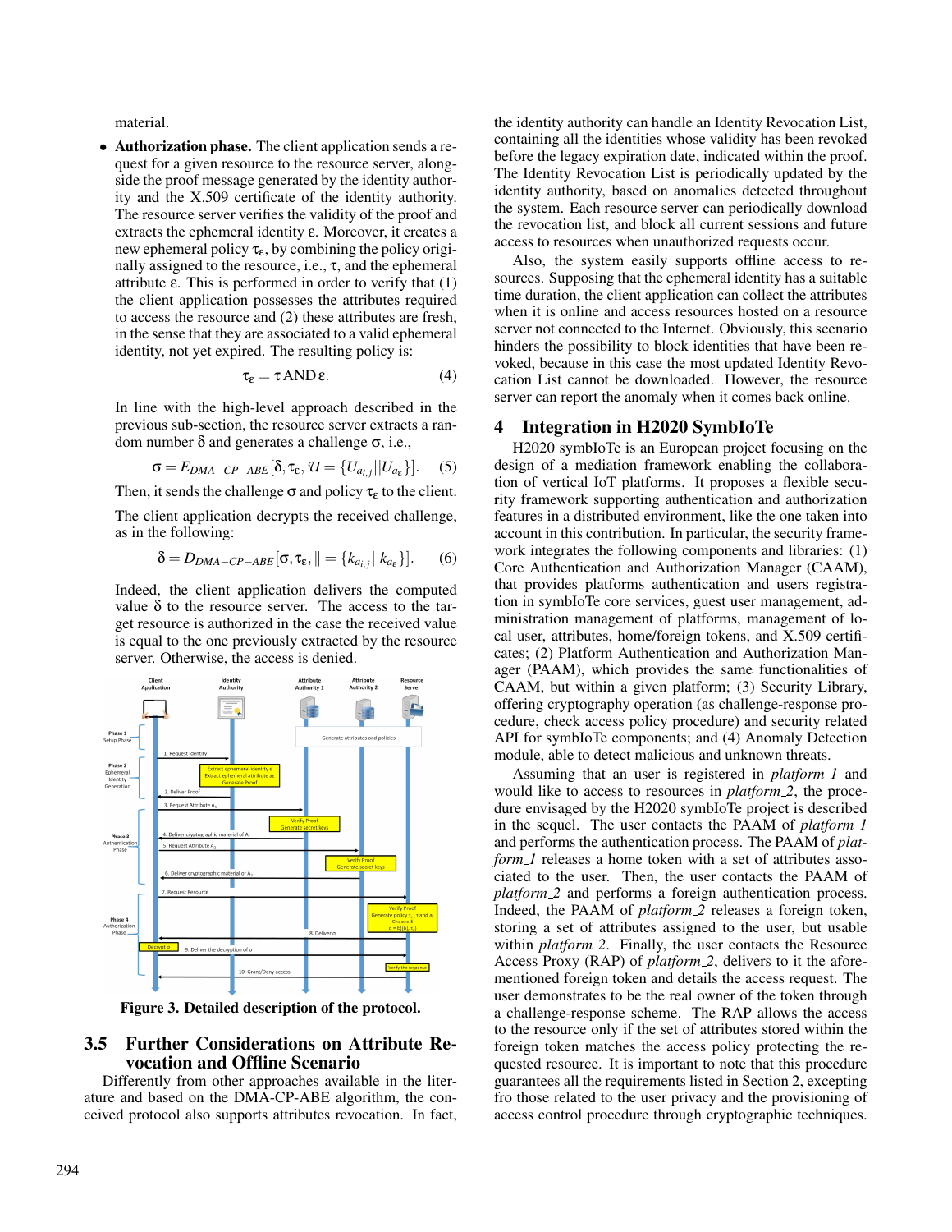material.

- **Authorization phase.** The client application sends a request for a given resource to the resource server, alongside the proof message generated by the identity authority and the X.509 certificate of the identity authority. The resource server verifies the validity of the proof and extracts the ephemeral identity $\varepsilon$. Moreover, it creates a new ephemeral policy $\tau_\varepsilon$, by combining the policy originally assigned to the resource, i.e., $\tau$, and the ephemeral attribute $\varepsilon$. This is performed in order to verify that (1) the client application possesses the attributes required to access the resource and (2) these attributes are fresh, in the sense that they are associated to a valid ephemeral identity, not yet expired. The resulting policy is:

$$\tau_\varepsilon = \tau \,\text{AND}\, \varepsilon. \tag{4}$$

In line with the high-level approach described in the previous sub-section, the resource server extracts a random number $\delta$ and generates a challenge $\sigma$, i.e.,

$$\sigma = E_{DMA-CP-ABE}[\delta, \tau_\varepsilon, \mathcal{U} = \{U_{a_{i,j}} || U_{a_\varepsilon}\}]. \tag{5}$$

Then, it sends the challenge $\sigma$ and policy $\tau_\varepsilon$ to the client.

The client application decrypts the received challenge, as in the following:

$$\delta = D_{DMA-CP-ABE}[\sigma, \tau_\varepsilon, \| = \{k_{a_{i,j}} || k_{a_\varepsilon}\}]. \tag{6}$$

Indeed, the client application delivers the computed value $\delta$ to the resource server. The access to the target resource is authorized in the case the received value is equal to the one previously extracted by the resource server. Otherwise, the access is denied.

**Figure 3. Detailed description of the protocol.**

## 3.5 Further Considerations on Attribute Revocation and Offline Scenario

Differently from other approaches available in the literature and based on the DMA-CP-ABE algorithm, the conceived protocol also supports attributes revocation. In fact, the identity authority can handle an Identity Revocation List, containing all the identities whose validity has been revoked before the legacy expiration date, indicated within the proof. The Identity Revocation List is periodically updated by the identity authority, based on anomalies detected throughout the system. Each resource server can periodically download the revocation list, and block all current sessions and future access to resources when unauthorized requests occur.

Also, the system easily supports offline access to resources. Supposing that the ephemeral identity has a suitable time duration, the client application can collect the attributes when it is online and access resources hosted on a resource server not connected to the Internet. Obviously, this scenario hinders the possibility to block identities that have been revoked, because in this case the most updated Identity Revocation List cannot be downloaded. However, the resource server can report the anomaly when it comes back online.

# 4 Integration in H2020 SymbIoTe

H2020 symbIoTe is an European project focusing on the design of a mediation framework enabling the collaboration of vertical IoT platforms. It proposes a flexible security framework supporting authentication and authorization features in a distributed environment, like the one taken into account in this contribution. In particular, the security framework integrates the following components and libraries: (1) Core Authentication and Authorization Manager (CAAM), that provides platforms authentication and users registration in symbIoTe core services, guest user management, administration management of platforms, management of local user, attributes, home/foreign tokens, and X.509 certificates; (2) Platform Authentication and Authorization Manager (PAAM), which provides the same functionalities of CAAM, but within a given platform; (3) Security Library, offering cryptography operation (as challenge-response procedure, check access policy procedure) and security related API for symbIoTe components; and (4) Anomaly Detection module, able to detect malicious and unknown threats.

Assuming that an user is registered in *platform_1* and would like to access to resources in *platform_2*, the procedure envisaged by the H2020 symbIoTe project is described in the sequel. The user contacts the PAAM of *platform_1* and performs the authentication process. The PAAM of *platform_1* releases a home token with a set of attributes associated to the user. Then, the user contacts the PAAM of *platform_2* and performs a foreign authentication process. Indeed, the PAAM of *platform_2* releases a foreign token, storing a set of attributes assigned to the user, but usable within *platform_2*. Finally, the user contacts the Resource Access Proxy (RAP) of *platform_2*, delivers to it the aforementioned foreign token and details the access request. The user demonstrates to be the real owner of the token through a challenge-response scheme. The RAP allows the access to the resource only if the set of attributes stored within the foreign token matches the access policy protecting the requested resource. It is important to note that this procedure guarantees all the requirements listed in Section 2, excepting fro those related to the user privacy and the provisioning of access control procedure through cryptographic techniques.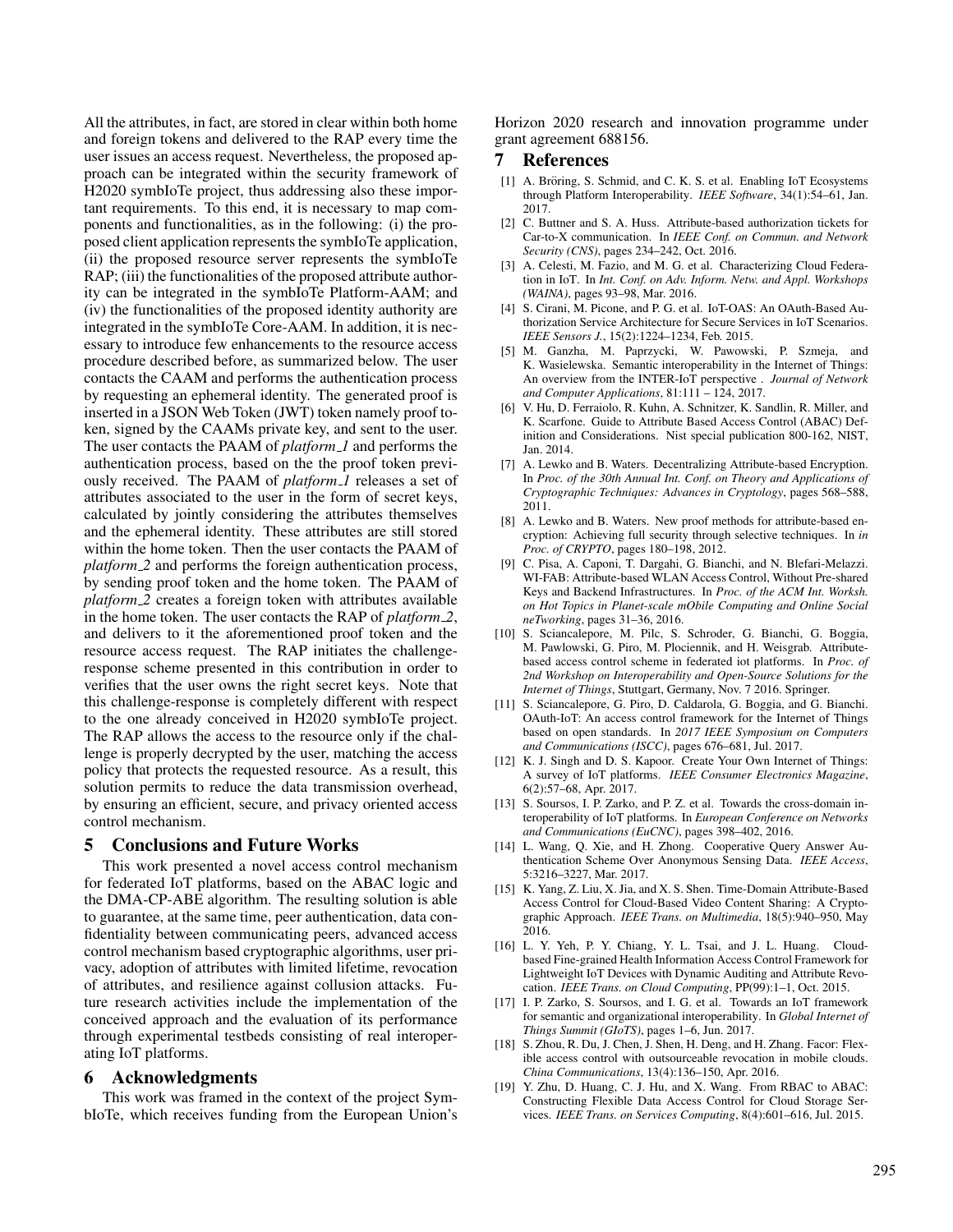All the attributes, in fact, are stored in clear within both home and foreign tokens and delivered to the RAP every time the user issues an access request. Nevertheless, the proposed approach can be integrated within the security framework of H2020 symbIoTe project, thus addressing also these important requirements. To this end, it is necessary to map components and functionalities, as in the following: (i) the proposed client application represents the symbIoTe application, (ii) the proposed resource server represents the symbIoTe RAP; (iii) the functionalities of the proposed attribute authority can be integrated in the symbIoTe Platform-AAM; and (iv) the functionalities of the proposed identity authority are integrated in the symbIoTe Core-AAM. In addition, it is necessary to introduce few enhancements to the resource access procedure described before, as summarized below. The user contacts the CAAM and performs the authentication process by requesting an ephemeral identity. The generated proof is inserted in a JSON Web Token (JWT) token namely proof token, signed by the CAAMs private key, and sent to the user. The user contacts the PAAM of *platform_1* and performs the authentication process, based on the the proof token previously received. The PAAM of *platform_1* releases a set of attributes associated to the user in the form of secret keys, calculated by jointly considering the attributes themselves and the ephemeral identity. These attributes are still stored within the home token. Then the user contacts the PAAM of *platform_2* and performs the foreign authentication process, by sending proof token and the home token. The PAAM of *platform_2* creates a foreign token with attributes available in the home token. The user contacts the RAP of *platform_2*, and delivers to it the aforementioned proof token and the resource access request. The RAP initiates the challenge-response scheme presented in this contribution in order to verifies that the user owns the right secret keys. Note that this challenge-response is completely different with respect to the one already conceived in H2020 symbIoTe project. The RAP allows the access to the resource only if the challenge is properly decrypted by the user, matching the access policy that protects the requested resource. As a result, this solution permits to reduce the data transmission overhead, by ensuring an efficient, secure, and privacy oriented access control mechanism.

## 5 Conclusions and Future Works

This work presented a novel access control mechanism for federated IoT platforms, based on the ABAC logic and the DMA-CP-ABE algorithm. The resulting solution is able to guarantee, at the same time, peer authentication, data confidentiality between communicating peers, advanced access control mechanism based cryptographic algorithms, user privacy, adoption of attributes with limited lifetime, revocation of attributes, and resilience against collusion attacks. Future research activities include the implementation of the conceived approach and the evaluation of its performance through experimental testbeds consisting of real interoperating IoT platforms.

## 6 Acknowledgments

This work was framed in the context of the project SymbIoTe, which receives funding from the European Union's Horizon 2020 research and innovation programme under grant agreement 688156.

## 7 References

[1] A. Bröring, S. Schmid, and C. K. S. et al. Enabling IoT Ecosystems through Platform Interoperability. *IEEE Software*, 34(1):54–61, Jan. 2017.

[2] C. Buttner and S. A. Huss. Attribute-based authorization tickets for Car-to-X communication. In *IEEE Conf. on Commun. and Network Security (CNS)*, pages 234–242, Oct. 2016.

[3] A. Celesti, M. Fazio, and M. G. et al. Characterizing Cloud Federation in IoT. In *Int. Conf. on Adv. Inform. Netw. and Appl. Workshops (WAINA)*, pages 93–98, Mar. 2016.

[4] S. Cirani, M. Picone, and P. G. et al. IoT-OAS: An OAuth-Based Authorization Service Architecture for Secure Services in IoT Scenarios. *IEEE Sensors J.*, 15(2):1224–1234, Feb. 2015.

[5] M. Ganzha, M. Paprzycki, W. Pawowski, P. Szmeja, and K. Wasielewska. Semantic interoperability in the Internet of Things: An overview from the INTER-IoT perspective . *Journal of Network and Computer Applications*, 81:111 – 124, 2017.

[6] V. Hu, D. Ferraiolo, R. Kuhn, A. Schnitzer, K. Sandlin, R. Miller, and K. Scarfone. Guide to Attribute Based Access Control (ABAC) Definition and Considerations. Nist special publication 800-162, NIST, Jan. 2014.

[7] A. Lewko and B. Waters. Decentralizing Attribute-based Encryption. In *Proc. of the 30th Annual Int. Conf. on Theory and Applications of Cryptographic Techniques: Advances in Cryptology*, pages 568–588, 2011.

[8] A. Lewko and B. Waters. New proof methods for attribute-based encryption: Achieving full security through selective techniques. In *in Proc. of CRYPTO*, pages 180–198, 2012.

[9] C. Pisa, A. Caponi, T. Dargahi, G. Bianchi, and N. Blefari-Melazzi. WI-FAB: Attribute-based WLAN Access Control, Without Pre-shared Keys and Backend Infrastructures. In *Proc. of the ACM Int. Worksh. on Hot Topics in Planet-scale mObile Computing and Online Social neTWorking*, pages 31–36, 2016.

[10] S. Sciancalepore, M. Pilc, S. Schroder, G. Bianchi, G. Boggia, M. Pawlowski, G. Piro, M. Plociennik, and H. Weisgrab. Attribute-based access control scheme in federated iot platforms. In *Proc. of 2nd Workshop on Interoperability and Open-Source Solutions for the Internet of Things*, Stuttgart, Germany, Nov. 7 2016. Springer.

[11] S. Sciancalepore, G. Piro, D. Caldarola, G. Boggia, and G. Bianchi. OAuth-IoT: An access control framework for the Internet of Things based on open standards. In *2017 IEEE Symposium on Computers and Communications (ISCC)*, pages 676–681, Jul. 2017.

[12] K. J. Singh and D. S. Kapoor. Create Your Own Internet of Things: A survey of IoT platforms. *IEEE Consumer Electronics Magazine*, 6(2):57–68, Apr. 2017.

[13] S. Soursos, I. P. Zarko, and P. Z. et al. Towards the cross-domain interoperability of IoT platforms. In *European Conference on Networks and Communications (EuCNC)*, pages 398–402, 2016.

[14] L. Wang, Q. Xie, and H. Zhong. Cooperative Query Answer Authentication Scheme Over Anonymous Sensing Data. *IEEE Access*, 5:3216–3227, Mar. 2017.

[15] K. Yang, Z. Liu, X. Jia, and X. S. Shen. Time-Domain Attribute-Based Access Control for Cloud-Based Video Content Sharing: A Cryptographic Approach. *IEEE Trans. on Multimedia*, 18(5):940–950, May 2016.

[16] L. Y. Yeh, P. Y. Chiang, Y. L. Tsai, and J. L. Huang. Cloud-based Fine-grained Health Information Access Control Framework for Lightweight IoT Devices with Dynamic Auditing and Attribute Revocation. *IEEE Trans. on Cloud Computing*, PP(99):1–1, Oct. 2015.

[17] I. P. Zarko, S. Soursos, and I. G. et al. Towards an IoT framework for semantic and organizational interoperability. In *Global Internet of Things Summit (GIoTS)*, pages 1–6, Jun. 2017.

[18] S. Zhou, R. Du, J. Chen, J. Shen, H. Deng, and H. Zhang. Facor: Flexible access control with outsourceable revocation in mobile clouds. *China Communications*, 13(4):136–150, Apr. 2016.

[19] Y. Zhu, D. Huang, C. J. Hu, and X. Wang. From RBAC to ABAC: Constructing Flexible Data Access Control for Cloud Storage Services. *IEEE Trans. on Services Computing*, 8(4):601–616, Jul. 2015.